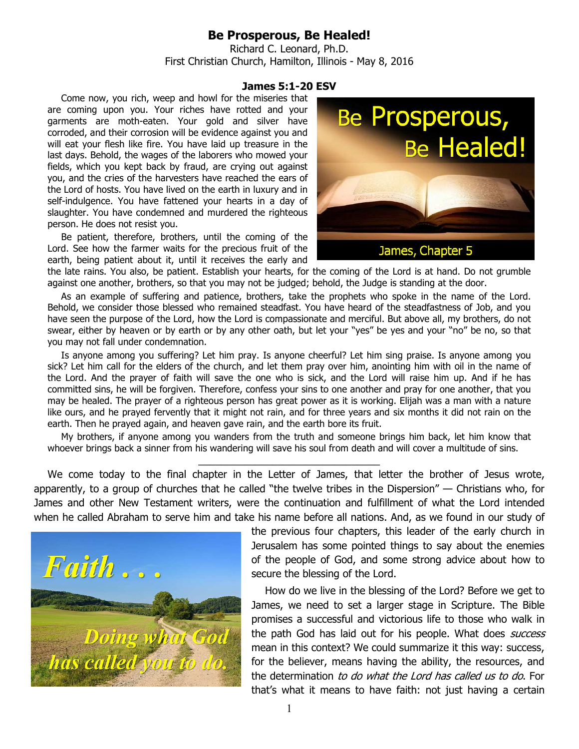# Be Prosperous, Be Healed!

Richard C. Leonard, Ph.D.
First Christian Church, Hamilton, Illinois - May 8, 2016

### James 5:1-20 ESV

Come now, you rich, weep and howl for the miseries that are coming upon you. Your riches have rotted and your garments are moth-eaten. Your gold and silver have corroded, and their corrosion will be evidence against you and will eat your flesh like fire. You have laid up treasure in the last days. Behold, the wages of the laborers who mowed your fields, which you kept back by fraud, are crying out against you, and the cries of the harvesters have reached the ears of the Lord of hosts. You have lived on the earth in luxury and in self-indulgence. You have fattened your hearts in a day of slaughter. You have condemned and murdered the righteous person. He does not resist you.

Be patient, therefore, brothers, until the coming of the Lord. See how the farmer waits for the precious fruit of the earth, being patient about it, until it receives the early and the late rains. You also, be patient. Establish your hearts, for the coming of the Lord is at hand. Do not grumble against one another, brothers, so that you may not be judged; behold, the Judge is standing at the door.

As an example of suffering and patience, brothers, take the prophets who spoke in the name of the Lord. Behold, we consider those blessed who remained steadfast. You have heard of the steadfastness of Job, and you have seen the purpose of the Lord, how the Lord is compassionate and merciful. But above all, my brothers, do not swear, either by heaven or by earth or by any other oath, but let your "yes" be yes and your "no" be no, so that you may not fall under condemnation.

Is anyone among you suffering? Let him pray. Is anyone cheerful? Let him sing praise. Is anyone among you sick? Let him call for the elders of the church, and let them pray over him, anointing him with oil in the name of the Lord. And the prayer of faith will save the one who is sick, and the Lord will raise him up. And if he has committed sins, he will be forgiven. Therefore, confess your sins to one another and pray for one another, that you may be healed. The prayer of a righteous person has great power as it is working. Elijah was a man with a nature like ours, and he prayed fervently that it might not rain, and for three years and six months it did not rain on the earth. Then he prayed again, and heaven gave rain, and the earth bore its fruit.

My brothers, if anyone among you wanders from the truth and someone brings him back, let him know that whoever brings back a sinner from his wandering will save his soul from death and will cover a multitude of sins.

---

We come today to the final chapter in the Letter of James, that letter the brother of Jesus wrote, apparently, to a group of churches that he called "the twelve tribes in the Dispersion" — Christians who, for James and other New Testament writers, were the continuation and fulfillment of what the Lord intended when he called Abraham to serve him and take his name before all nations. And, as we found in our study of the previous four chapters, this leader of the early church in Jerusalem has some pointed things to say about the enemies of the people of God, and some strong advice about how to secure the blessing of the Lord.

How do we live in the blessing of the Lord? Before we get to James, we need to set a larger stage in Scripture. The Bible promises a successful and victorious life to those who walk in the path God has laid out for his people. What does *success* mean in this context? We could summarize it this way: success, for the believer, means having the ability, the resources, and the determination *to do what the Lord has called us to do*. For that's what it means to have faith: not just having a certain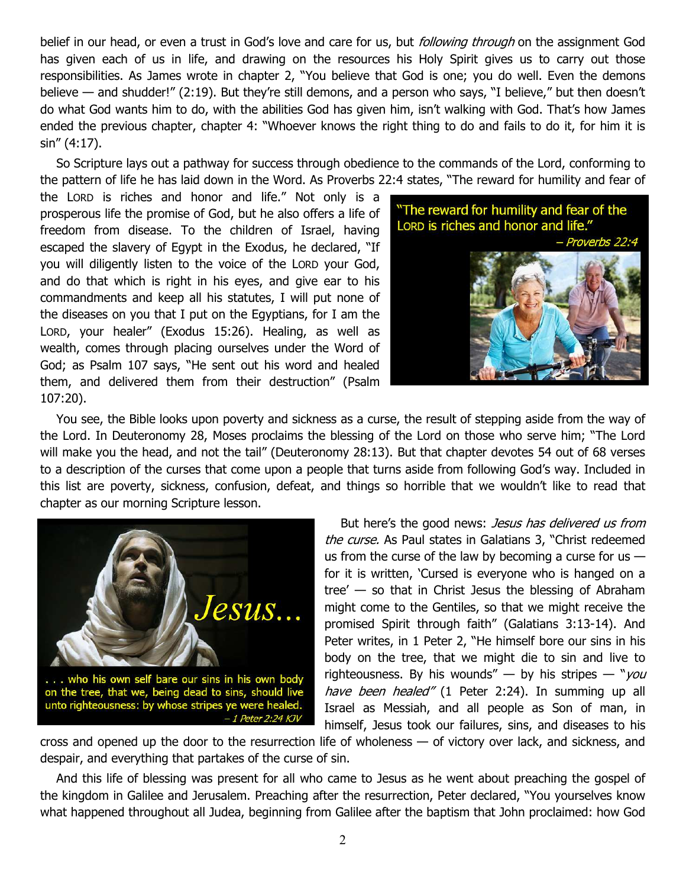belief in our head, or even a trust in God's love and care for us, but *following through* on the assignment God has given each of us in life, and drawing on the resources his Holy Spirit gives us to carry out those responsibilities. As James wrote in chapter 2, "You believe that God is one; you do well. Even the demons believe — and shudder!" (2:19). But they're still demons, and a person who says, "I believe," but then doesn't do what God wants him to do, with the abilities God has given him, isn't walking with God. That's how James ended the previous chapter, chapter 4: "Whoever knows the right thing to do and fails to do it, for him it is sin" (4:17).

So Scripture lays out a pathway for success through obedience to the commands of the Lord, conforming to the pattern of life he has laid down in the Word. As Proverbs 22:4 states, "The reward for humility and fear of the LORD is riches and honor and life." Not only is a prosperous life the promise of God, but he also offers a life of freedom from disease. To the children of Israel, having escaped the slavery of Egypt in the Exodus, he declared, "If you will diligently listen to the voice of the LORD your God, and do that which is right in his eyes, and give ear to his commandments and keep all his statutes, I will put none of the diseases on you that I put on the Egyptians, for I am the LORD, your healer" (Exodus 15:26). Healing, as well as wealth, comes through placing ourselves under the Word of God; as Psalm 107 says, "He sent out his word and healed them, and delivered them from their destruction" (Psalm 107:20).

"The reward for humility and fear of the LORD is riches and honor and life." – *Proverbs 22:4*

You see, the Bible looks upon poverty and sickness as a curse, the result of stepping aside from the way of the Lord. In Deuteronomy 28, Moses proclaims the blessing of the Lord on those who serve him; "The Lord will make you the head, and not the tail" (Deuteronomy 28:13). But that chapter devotes 54 out of 68 verses to a description of the curses that come upon a people that turns aside from following God's way. Included in this list are poverty, sickness, confusion, defeat, and things so horrible that we wouldn't like to read that chapter as our morning Scripture lesson.

*Jesus...*

. . . who his own self bare our sins in his own body on the tree, that we, being dead to sins, should live unto righteousness: by whose stripes ye were healed. – *1 Peter 2:24 KJV*

But here's the good news: *Jesus has delivered us from the curse.* As Paul states in Galatians 3, "Christ redeemed us from the curse of the law by becoming a curse for us — for it is written, 'Cursed is everyone who is hanged on a tree' — so that in Christ Jesus the blessing of Abraham might come to the Gentiles, so that we might receive the promised Spirit through faith" (Galatians 3:13-14). And Peter writes, in 1 Peter 2, "He himself bore our sins in his body on the tree, that we might die to sin and live to righteousness. By his wounds" — by his stripes — "*you have been healed*" (1 Peter 2:24). In summing up all Israel as Messiah, and all people as Son of man, in himself, Jesus took our failures, sins, and diseases to his cross and opened up the door to the resurrection life of wholeness — of victory over lack, and sickness, and despair, and everything that partakes of the curse of sin.

And this life of blessing was present for all who came to Jesus as he went about preaching the gospel of the kingdom in Galilee and Jerusalem. Preaching after the resurrection, Peter declared, "You yourselves know what happened throughout all Judea, beginning from Galilee after the baptism that John proclaimed: how God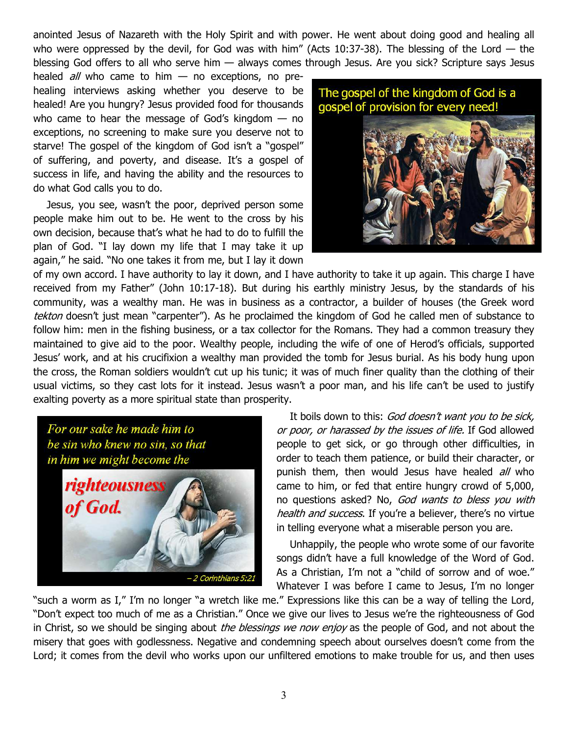anointed Jesus of Nazareth with the Holy Spirit and with power. He went about doing good and healing all who were oppressed by the devil, for God was with him" (Acts 10:37-38). The blessing of the Lord — the blessing God offers to all who serve him — always comes through Jesus. Are you sick? Scripture says Jesus healed *all* who came to him — no exceptions, no pre-healing interviews asking whether you deserve to be healed! Are you hungry? Jesus provided food for thousands who came to hear the message of God's kingdom — no exceptions, no screening to make sure you deserve not to starve! The gospel of the kingdom of God isn't a "gospel" of suffering, and poverty, and disease. It's a gospel of success in life, and having the ability and the resources to do what God calls you to do.

The gospel of the kingdom of God is a gospel of provision for every need!

Jesus, you see, wasn't the poor, deprived person some people make him out to be. He went to the cross by his own decision, because that's what he had to do to fulfill the plan of God. "I lay down my life that I may take it up again," he said. "No one takes it from me, but I lay it down of my own accord. I have authority to lay it down, and I have authority to take it up again. This charge I have received from my Father" (John 10:17-18). But during his earthly ministry Jesus, by the standards of his community, was a wealthy man. He was in business as a contractor, a builder of houses (the Greek word *tekton* doesn't just mean "carpenter"). As he proclaimed the kingdom of God he called men of substance to follow him: men in the fishing business, or a tax collector for the Romans. They had a common treasury they maintained to give aid to the poor. Wealthy people, including the wife of one of Herod's officials, supported Jesus' work, and at his crucifixion a wealthy man provided the tomb for Jesus burial. As his body hung upon the cross, the Roman soldiers wouldn't cut up his tunic; it was of much finer quality than the clothing of their usual victims, so they cast lots for it instead. Jesus wasn't a poor man, and his life can't be used to justify exalting poverty as a more spiritual state than prosperity.

*For our sake he made him to be sin who knew no sin, so that in him we might become the* **righteousness of God.**

*– 2 Corinthians 5:21*

It boils down to this: *God doesn't want you to be sick, or poor, or harassed by the issues of life.* If God allowed people to get sick, or go through other difficulties, in order to teach them patience, or build their character, or punish them, then would Jesus have healed *all* who came to him, or fed that entire hungry crowd of 5,000, no questions asked? No, *God wants to bless you with health and success.* If you're a believer, there's no virtue in telling everyone what a miserable person you are.

Unhappily, the people who wrote some of our favorite songs didn't have a full knowledge of the Word of God. As a Christian, I'm not a "child of sorrow and of woe." Whatever I was before I came to Jesus, I'm no longer "such a worm as I," I'm no longer "a wretch like me." Expressions like this can be a way of telling the Lord, "Don't expect too much of me as a Christian." Once we give our lives to Jesus we're the righteousness of God in Christ, so we should be singing about *the blessings we now enjoy* as the people of God, and not about the misery that goes with godlessness. Negative and condemning speech about ourselves doesn't come from the Lord; it comes from the devil who works upon our unfiltered emotions to make trouble for us, and then uses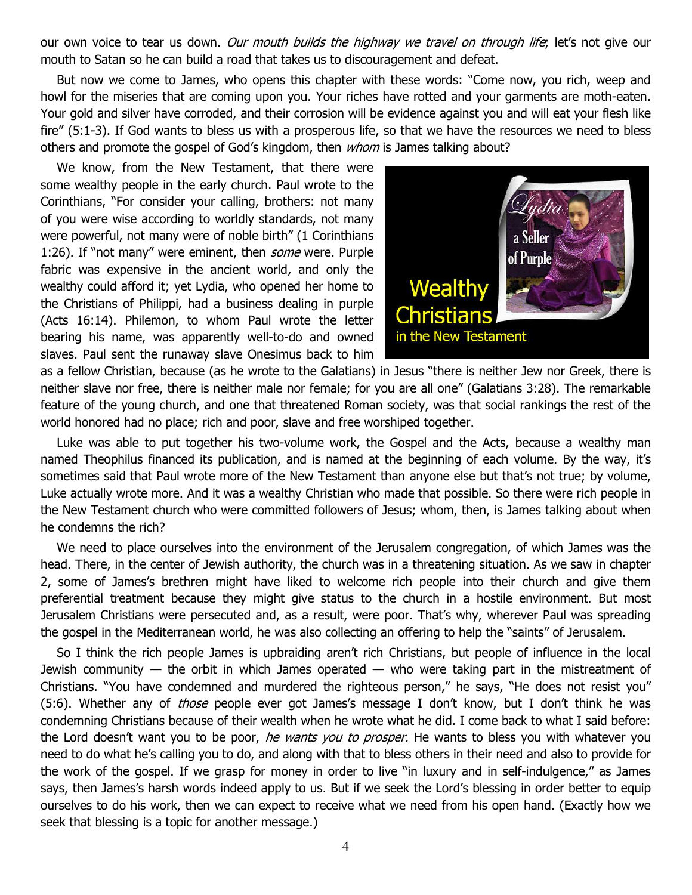our own voice to tear us down. *Our mouth builds the highway we travel on through life*; let's not give our mouth to Satan so he can build a road that takes us to discouragement and defeat.

But now we come to James, who opens this chapter with these words: "Come now, you rich, weep and howl for the miseries that are coming upon you. Your riches have rotted and your garments are moth-eaten. Your gold and silver have corroded, and their corrosion will be evidence against you and will eat your flesh like fire" (5:1-3). If God wants to bless us with a prosperous life, so that we have the resources we need to bless others and promote the gospel of God's kingdom, then *whom* is James talking about?

We know, from the New Testament, that there were some wealthy people in the early church. Paul wrote to the Corinthians, "For consider your calling, brothers: not many of you were wise according to worldly standards, not many were powerful, not many were of noble birth" (1 Corinthians 1:26). If "not many" were eminent, then *some* were. Purple fabric was expensive in the ancient world, and only the wealthy could afford it; yet Lydia, who opened her home to the Christians of Philippi, had a business dealing in purple (Acts 16:14). Philemon, to whom Paul wrote the letter bearing his name, was apparently well-to-do and owned slaves. Paul sent the runaway slave Onesimus back to him as a fellow Christian, because (as he wrote to the Galatians) in Jesus "there is neither Jew nor Greek, there is neither slave nor free, there is neither male nor female; for you are all one" (Galatians 3:28). The remarkable feature of the young church, and one that threatened Roman society, was that social rankings the rest of the world honored had no place; rich and poor, slave and free worshiped together.

Luke was able to put together his two-volume work, the Gospel and the Acts, because a wealthy man named Theophilus financed its publication, and is named at the beginning of each volume. By the way, it's sometimes said that Paul wrote more of the New Testament than anyone else but that's not true; by volume, Luke actually wrote more. And it was a wealthy Christian who made that possible. So there were rich people in the New Testament church who were committed followers of Jesus; whom, then, is James talking about when he condemns the rich?

We need to place ourselves into the environment of the Jerusalem congregation, of which James was the head. There, in the center of Jewish authority, the church was in a threatening situation. As we saw in chapter 2, some of James's brethren might have liked to welcome rich people into their church and give them preferential treatment because they might give status to the church in a hostile environment. But most Jerusalem Christians were persecuted and, as a result, were poor. That's why, wherever Paul was spreading the gospel in the Mediterranean world, he was also collecting an offering to help the "saints" of Jerusalem.

So I think the rich people James is upbraiding aren't rich Christians, but people of influence in the local Jewish community — the orbit in which James operated — who were taking part in the mistreatment of Christians. "You have condemned and murdered the righteous person," he says, "He does not resist you" (5:6). Whether any of *those* people ever got James's message I don't know, but I don't think he was condemning Christians because of their wealth when he wrote what he did. I come back to what I said before: the Lord doesn't want you to be poor, *he wants you to prosper.* He wants to bless you with whatever you need to do what he's calling you to do, and along with that to bless others in their need and also to provide for the work of the gospel. If we grasp for money in order to live "in luxury and in self-indulgence," as James says, then James's harsh words indeed apply to us. But if we seek the Lord's blessing in order better to equip ourselves to do his work, then we can expect to receive what we need from his open hand. (Exactly how we seek that blessing is a topic for another message.)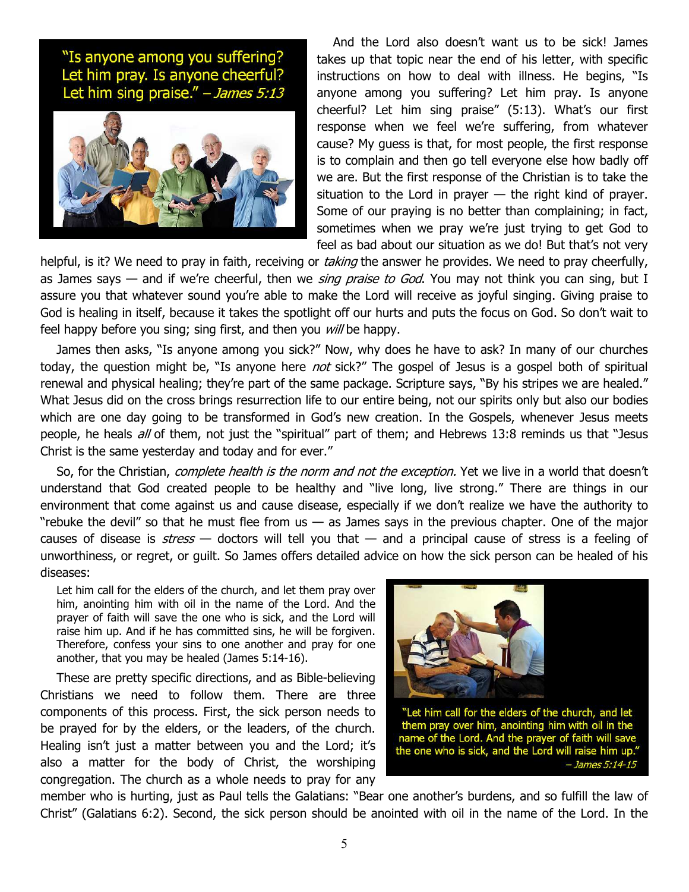"Is anyone among you suffering? Let him pray. Is anyone cheerful? Let him sing praise." – *James 5:13*

And the Lord also doesn't want us to be sick! James takes up that topic near the end of his letter, with specific instructions on how to deal with illness. He begins, "Is anyone among you suffering? Let him pray. Is anyone cheerful? Let him sing praise" (5:13). What's our first response when we feel we're suffering, from whatever cause? My guess is that, for most people, the first response is to complain and then go tell everyone else how badly off we are. But the first response of the Christian is to take the situation to the Lord in prayer — the right kind of prayer. Some of our praying is no better than complaining; in fact, sometimes when we pray we're just trying to get God to feel as bad about our situation as we do! But that's not very helpful, is it? We need to pray in faith, receiving or *taking* the answer he provides. We need to pray cheerfully, as James says — and if we're cheerful, then we *sing praise to God*. You may not think you can sing, but I assure you that whatever sound you're able to make the Lord will receive as joyful singing. Giving praise to God is healing in itself, because it takes the spotlight off our hurts and puts the focus on God. So don't wait to feel happy before you sing; sing first, and then you *will* be happy.

James then asks, "Is anyone among you sick?" Now, why does he have to ask? In many of our churches today, the question might be, "Is anyone here *not* sick?" The gospel of Jesus is a gospel both of spiritual renewal and physical healing; they're part of the same package. Scripture says, "By his stripes we are healed." What Jesus did on the cross brings resurrection life to our entire being, not our spirits only but also our bodies which are one day going to be transformed in God's new creation. In the Gospels, whenever Jesus meets people, he heals *all* of them, not just the "spiritual" part of them; and Hebrews 13:8 reminds us that "Jesus Christ is the same yesterday and today and for ever."

So, for the Christian, *complete health is the norm and not the exception.* Yet we live in a world that doesn't understand that God created people to be healthy and "live long, live strong." There are things in our environment that come against us and cause disease, especially if we don't realize we have the authority to "rebuke the devil" so that he must flee from us — as James says in the previous chapter. One of the major causes of disease is *stress* — doctors will tell you that — and a principal cause of stress is a feeling of unworthiness, or regret, or guilt. So James offers detailed advice on how the sick person can be healed of his diseases:

> Let him call for the elders of the church, and let them pray over him, anointing him with oil in the name of the Lord. And the prayer of faith will save the one who is sick, and the Lord will raise him up. And if he has committed sins, he will be forgiven. Therefore, confess your sins to one another and pray for one another, that you may be healed (James 5:14-16).

"Let him call for the elders of the church, and let them pray over him, anointing him with oil in the name of the Lord. And the prayer of faith will save the one who is sick, and the Lord will raise him up." – *James 5:14-15*

These are pretty specific directions, and as Bible-believing Christians we need to follow them. There are three components of this process. First, the sick person needs to be prayed for by the elders, or the leaders, of the church. Healing isn't just a matter between you and the Lord; it's also a matter for the body of Christ, the worshiping congregation. The church as a whole needs to pray for any member who is hurting, just as Paul tells the Galatians: "Bear one another's burdens, and so fulfill the law of Christ" (Galatians 6:2). Second, the sick person should be anointed with oil in the name of the Lord. In the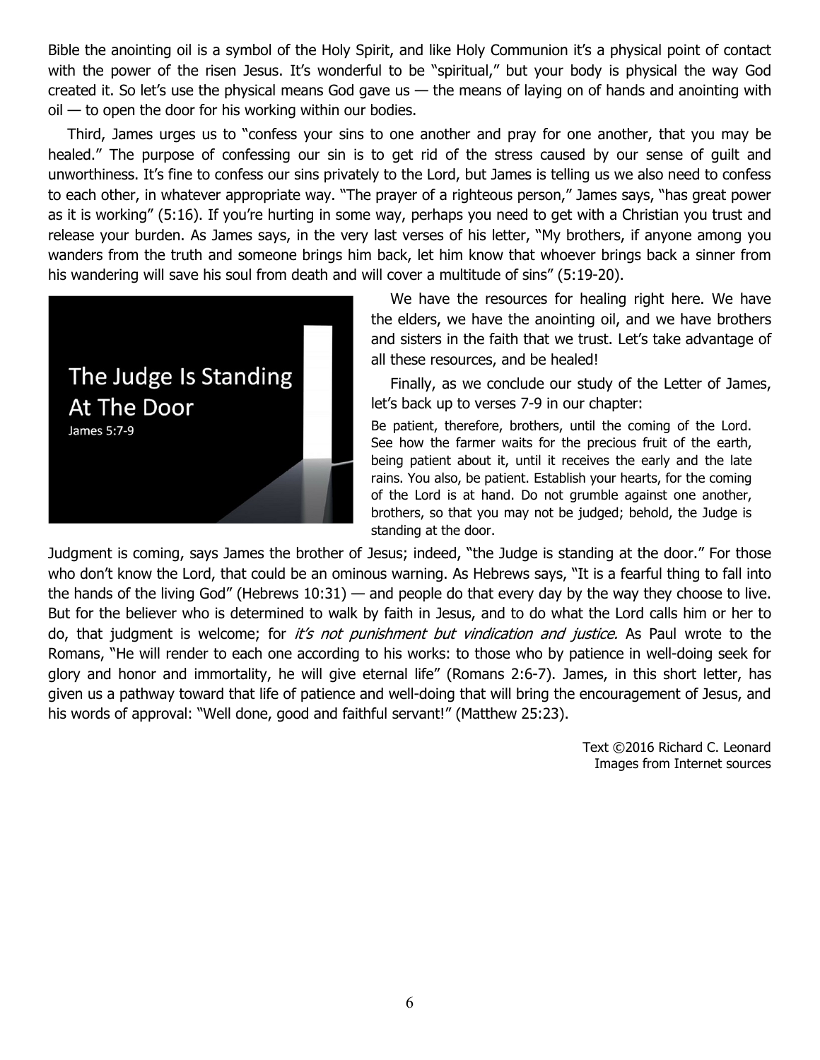Bible the anointing oil is a symbol of the Holy Spirit, and like Holy Communion it's a physical point of contact with the power of the risen Jesus. It's wonderful to be "spiritual," but your body is physical the way God created it. So let's use the physical means God gave us — the means of laying on of hands and anointing with oil — to open the door for his working within our bodies.

Third, James urges us to "confess your sins to one another and pray for one another, that you may be healed." The purpose of confessing our sin is to get rid of the stress caused by our sense of guilt and unworthiness. It's fine to confess our sins privately to the Lord, but James is telling us we also need to confess to each other, in whatever appropriate way. "The prayer of a righteous person," James says, "has great power as it is working" (5:16). If you're hurting in some way, perhaps you need to get with a Christian you trust and release your burden. As James says, in the very last verses of his letter, "My brothers, if anyone among you wanders from the truth and someone brings him back, let him know that whoever brings back a sinner from his wandering will save his soul from death and will cover a multitude of sins" (5:19-20).

The Judge Is Standing At The Door
James 5:7-9

We have the resources for healing right here. We have the elders, we have the anointing oil, and we have brothers and sisters in the faith that we trust. Let's take advantage of all these resources, and be healed!

Finally, as we conclude our study of the Letter of James, let's back up to verses 7-9 in our chapter:

> Be patient, therefore, brothers, until the coming of the Lord. See how the farmer waits for the precious fruit of the earth, being patient about it, until it receives the early and the late rains. You also, be patient. Establish your hearts, for the coming of the Lord is at hand. Do not grumble against one another, brothers, so that you may not be judged; behold, the Judge is standing at the door.

Judgment is coming, says James the brother of Jesus; indeed, "the Judge is standing at the door." For those who don't know the Lord, that could be an ominous warning. As Hebrews says, "It is a fearful thing to fall into the hands of the living God" (Hebrews 10:31) — and people do that every day by the way they choose to live. But for the believer who is determined to walk by faith in Jesus, and to do what the Lord calls him or her to do, that judgment is welcome; for *it's not punishment but vindication and justice.* As Paul wrote to the Romans, "He will render to each one according to his works: to those who by patience in well-doing seek for glory and honor and immortality, he will give eternal life" (Romans 2:6-7). James, in this short letter, has given us a pathway toward that life of patience and well-doing that will bring the encouragement of Jesus, and his words of approval: "Well done, good and faithful servant!" (Matthew 25:23).

Text ©2016 Richard C. Leonard
Images from Internet sources